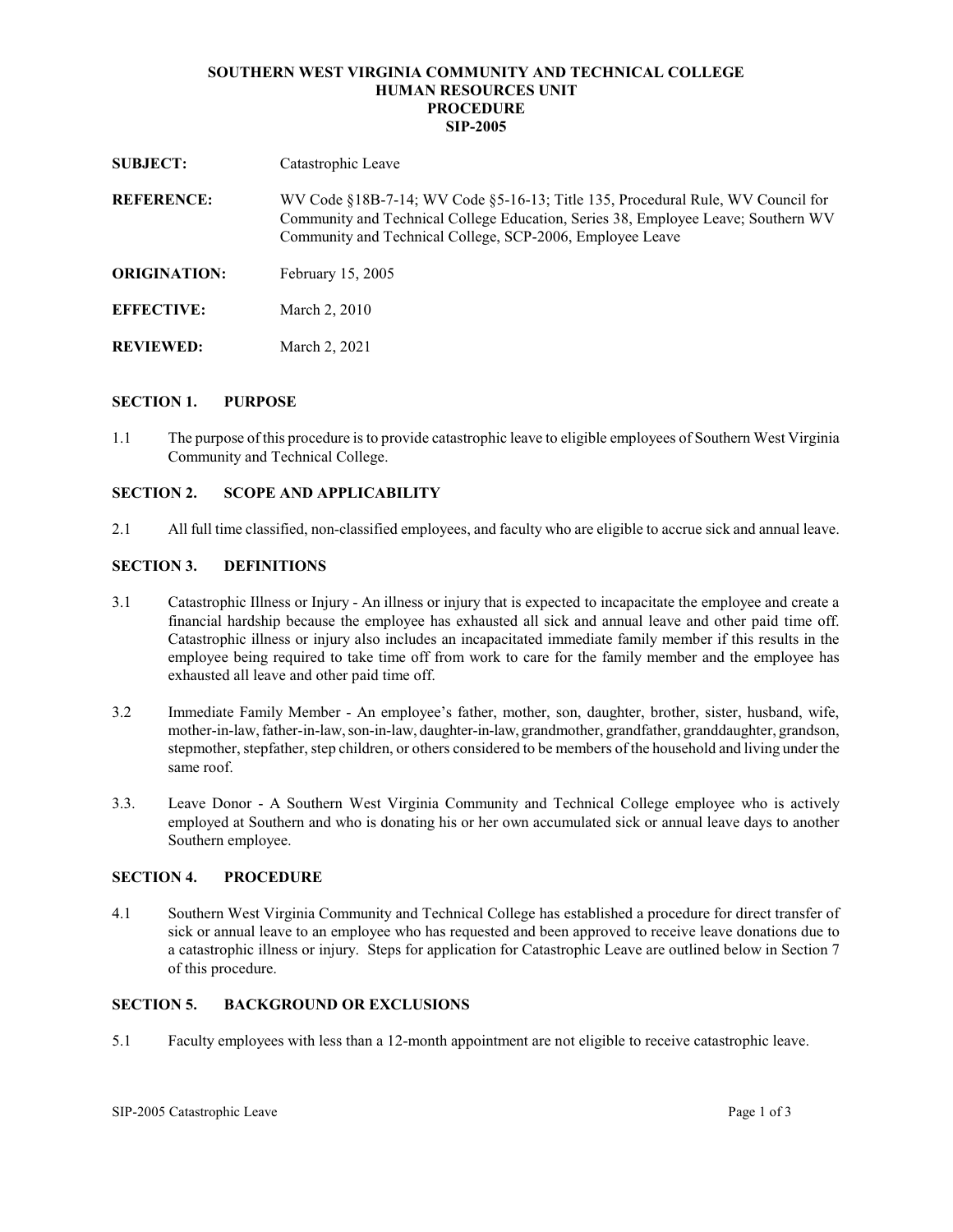**SOUTHERN WEST VIRGINIA COMMUNITY AND TECHNICAL COLLEGE**
**HUMAN RESOURCES UNIT**
**PROCEDURE**
**SIP-2005**

**SUBJECT:** Catastrophic Leave

**REFERENCE:** WV Code §18B-7-14; WV Code §5-16-13; Title 135, Procedural Rule, WV Council for Community and Technical College Education, Series 38, Employee Leave; Southern WV Community and Technical College, SCP-2006, Employee Leave

**ORIGINATION:** February 15, 2005

**EFFECTIVE:** March 2, 2010

**REVIEWED:** March 2, 2021

## SECTION 1. PURPOSE

1.1 The purpose of this procedure is to provide catastrophic leave to eligible employees of Southern West Virginia Community and Technical College.

## SECTION 2. SCOPE AND APPLICABILITY

2.1 All full time classified, non-classified employees, and faculty who are eligible to accrue sick and annual leave.

## SECTION 3. DEFINITIONS

3.1 Catastrophic Illness or Injury - An illness or injury that is expected to incapacitate the employee and create a financial hardship because the employee has exhausted all sick and annual leave and other paid time off. Catastrophic illness or injury also includes an incapacitated immediate family member if this results in the employee being required to take time off from work to care for the family member and the employee has exhausted all leave and other paid time off.

3.2 Immediate Family Member - An employee's father, mother, son, daughter, brother, sister, husband, wife, mother-in-law, father-in-law, son-in-law, daughter-in-law, grandmother, grandfather, granddaughter, grandson, stepmother, stepfather, step children, or others considered to be members of the household and living under the same roof.

3.3. Leave Donor - A Southern West Virginia Community and Technical College employee who is actively employed at Southern and who is donating his or her own accumulated sick or annual leave days to another Southern employee.

## SECTION 4. PROCEDURE

4.1 Southern West Virginia Community and Technical College has established a procedure for direct transfer of sick or annual leave to an employee who has requested and been approved to receive leave donations due to a catastrophic illness or injury. Steps for application for Catastrophic Leave are outlined below in Section 7 of this procedure.

## SECTION 5. BACKGROUND OR EXCLUSIONS

5.1 Faculty employees with less than a 12-month appointment are not eligible to receive catastrophic leave.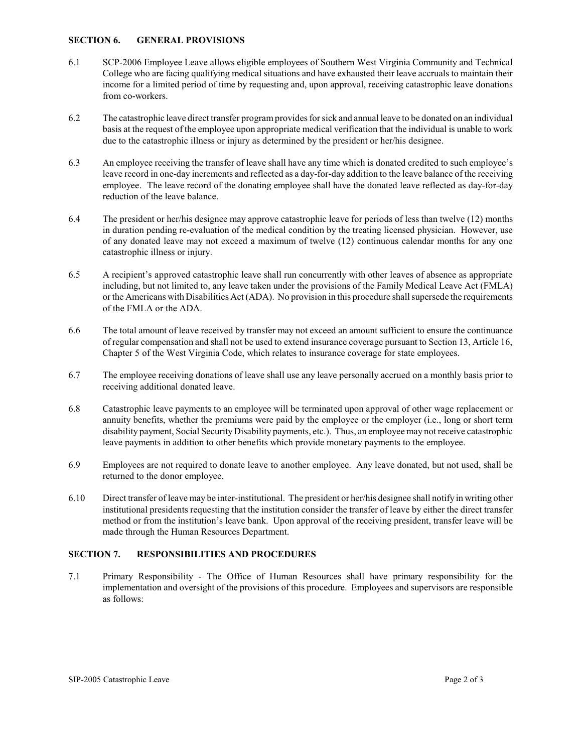## SECTION 6. GENERAL PROVISIONS

6.1 SCP-2006 Employee Leave allows eligible employees of Southern West Virginia Community and Technical College who are facing qualifying medical situations and have exhausted their leave accruals to maintain their income for a limited period of time by requesting and, upon approval, receiving catastrophic leave donations from co-workers.

6.2 The catastrophic leave direct transfer program provides for sick and annual leave to be donated on an individual basis at the request of the employee upon appropriate medical verification that the individual is unable to work due to the catastrophic illness or injury as determined by the president or her/his designee.

6.3 An employee receiving the transfer of leave shall have any time which is donated credited to such employee's leave record in one-day increments and reflected as a day-for-day addition to the leave balance of the receiving employee. The leave record of the donating employee shall have the donated leave reflected as day-for-day reduction of the leave balance.

6.4 The president or her/his designee may approve catastrophic leave for periods of less than twelve (12) months in duration pending re-evaluation of the medical condition by the treating licensed physician. However, use of any donated leave may not exceed a maximum of twelve (12) continuous calendar months for any one catastrophic illness or injury.

6.5 A recipient's approved catastrophic leave shall run concurrently with other leaves of absence as appropriate including, but not limited to, any leave taken under the provisions of the Family Medical Leave Act (FMLA) or the Americans with Disabilities Act (ADA). No provision in this procedure shall supersede the requirements of the FMLA or the ADA.

6.6 The total amount of leave received by transfer may not exceed an amount sufficient to ensure the continuance of regular compensation and shall not be used to extend insurance coverage pursuant to Section 13, Article 16, Chapter 5 of the West Virginia Code, which relates to insurance coverage for state employees.

6.7 The employee receiving donations of leave shall use any leave personally accrued on a monthly basis prior to receiving additional donated leave.

6.8 Catastrophic leave payments to an employee will be terminated upon approval of other wage replacement or annuity benefits, whether the premiums were paid by the employee or the employer (i.e., long or short term disability payment, Social Security Disability payments, etc.). Thus, an employee may not receive catastrophic leave payments in addition to other benefits which provide monetary payments to the employee.

6.9 Employees are not required to donate leave to another employee. Any leave donated, but not used, shall be returned to the donor employee.

6.10 Direct transfer of leave may be inter-institutional. The president or her/his designee shall notify in writing other institutional presidents requesting that the institution consider the transfer of leave by either the direct transfer method or from the institution's leave bank. Upon approval of the receiving president, transfer leave will be made through the Human Resources Department.

## SECTION 7. RESPONSIBILITIES AND PROCEDURES

7.1 Primary Responsibility - The Office of Human Resources shall have primary responsibility for the implementation and oversight of the provisions of this procedure. Employees and supervisors are responsible as follows: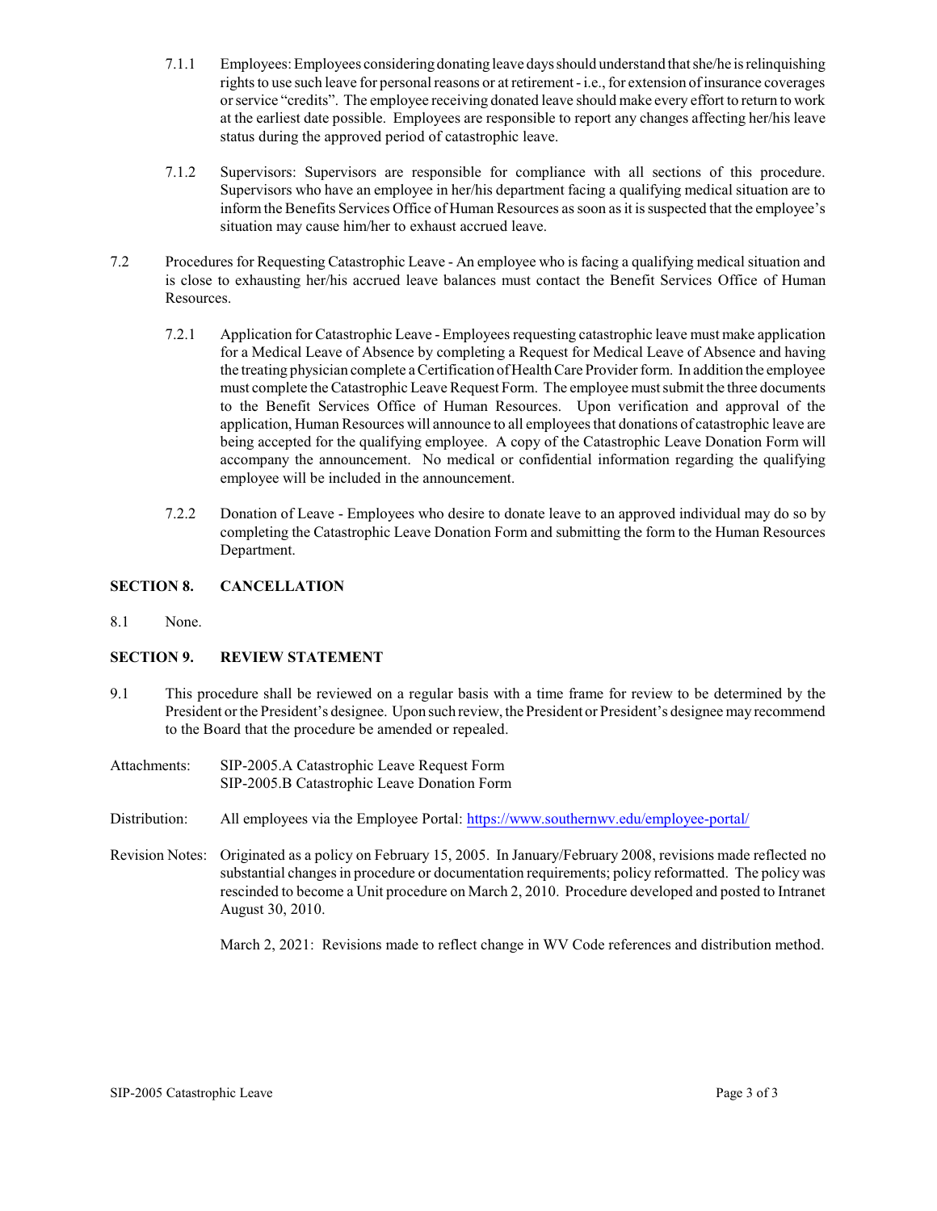7.1.1 Employees: Employees considering donating leave days should understand that she/he is relinquishing rights to use such leave for personal reasons or at retirement - i.e., for extension of insurance coverages or service "credits". The employee receiving donated leave should make every effort to return to work at the earliest date possible. Employees are responsible to report any changes affecting her/his leave status during the approved period of catastrophic leave.

7.1.2 Supervisors: Supervisors are responsible for compliance with all sections of this procedure. Supervisors who have an employee in her/his department facing a qualifying medical situation are to inform the Benefits Services Office of Human Resources as soon as it is suspected that the employee's situation may cause him/her to exhaust accrued leave.

7.2 Procedures for Requesting Catastrophic Leave - An employee who is facing a qualifying medical situation and is close to exhausting her/his accrued leave balances must contact the Benefit Services Office of Human Resources.

7.2.1 Application for Catastrophic Leave - Employees requesting catastrophic leave must make application for a Medical Leave of Absence by completing a Request for Medical Leave of Absence and having the treating physician complete a Certification of Health Care Provider form. In addition the employee must complete the Catastrophic Leave Request Form. The employee must submit the three documents to the Benefit Services Office of Human Resources. Upon verification and approval of the application, Human Resources will announce to all employees that donations of catastrophic leave are being accepted for the qualifying employee. A copy of the Catastrophic Leave Donation Form will accompany the announcement. No medical or confidential information regarding the qualifying employee will be included in the announcement.

7.2.2 Donation of Leave - Employees who desire to donate leave to an approved individual may do so by completing the Catastrophic Leave Donation Form and submitting the form to the Human Resources Department.

## SECTION 8. CANCELLATION

8.1 None.

## SECTION 9. REVIEW STATEMENT

9.1 This procedure shall be reviewed on a regular basis with a time frame for review to be determined by the President or the President's designee. Upon such review, the President or President's designee may recommend to the Board that the procedure be amended or repealed.

Attachments: SIP-2005.A Catastrophic Leave Request Form
SIP-2005.B Catastrophic Leave Donation Form

Distribution: All employees via the Employee Portal: https://www.southernwv.edu/employee-portal/

Revision Notes: Originated as a policy on February 15, 2005. In January/February 2008, revisions made reflected no substantial changes in procedure or documentation requirements; policy reformatted. The policy was rescinded to become a Unit procedure on March 2, 2010. Procedure developed and posted to Intranet August 30, 2010.

March 2, 2021: Revisions made to reflect change in WV Code references and distribution method.